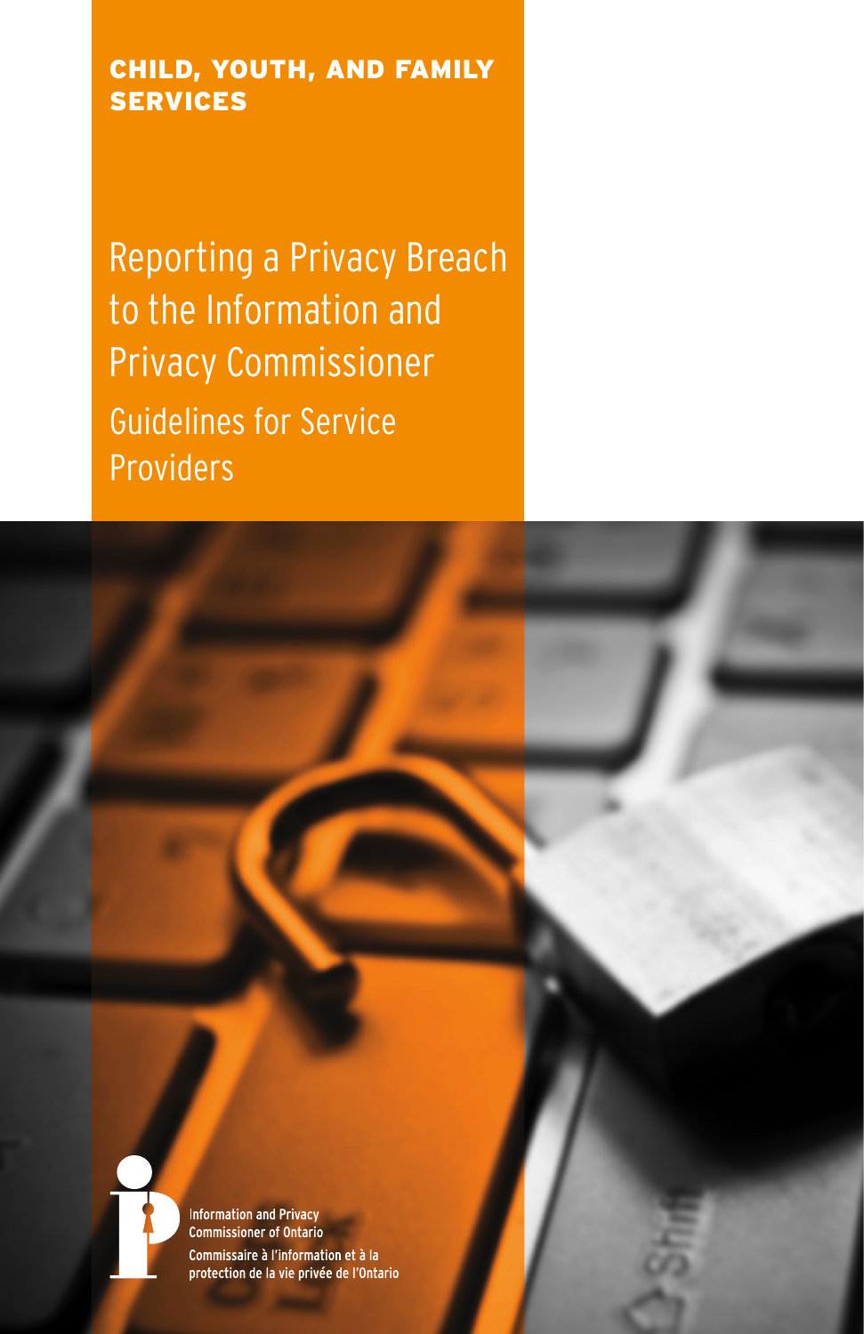**CHILD, YOUTH, AND FAMILY SERVICES**

# Reporting a Privacy Breach to the Information and Privacy Commissioner

## Guidelines for Service Providers

Information and Privacy Commissioner of Ontario

Commissaire à l'information et à la protection de la vie privée de l'Ontario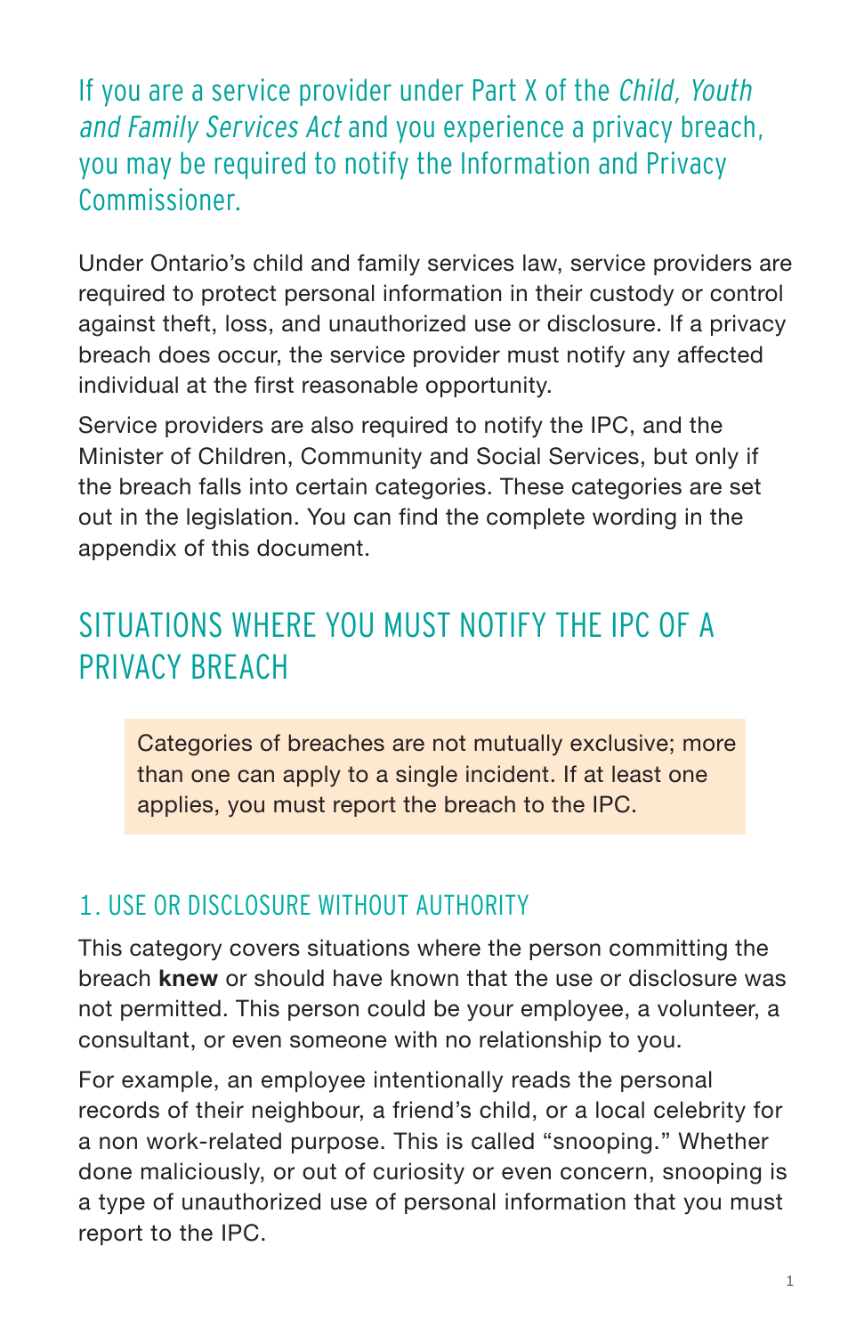If you are a service provider under Part X of the *Child, Youth and Family Services Act* and you experience a privacy breach, you may be required to notify the Information and Privacy Commissioner.

Under Ontario's child and family services law, service providers are required to protect personal information in their custody or control against theft, loss, and unauthorized use or disclosure. If a privacy breach does occur, the service provider must notify any affected individual at the first reasonable opportunity.

Service providers are also required to notify the IPC, and the Minister of Children, Community and Social Services, but only if the breach falls into certain categories. These categories are set out in the legislation. You can find the complete wording in the appendix of this document.

## SITUATIONS WHERE YOU MUST NOTIFY THE IPC OF A PRIVACY BREACH

> Categories of breaches are not mutually exclusive; more than one can apply to a single incident. If at least one applies, you must report the breach to the IPC.

### 1. USE OR DISCLOSURE WITHOUT AUTHORITY

This category covers situations where the person committing the breach **knew** or should have known that the use or disclosure was not permitted. This person could be your employee, a volunteer, a consultant, or even someone with no relationship to you.

For example, an employee intentionally reads the personal records of their neighbour, a friend's child, or a local celebrity for a non work-related purpose. This is called "snooping." Whether done maliciously, or out of curiosity or even concern, snooping is a type of unauthorized use of personal information that you must report to the IPC.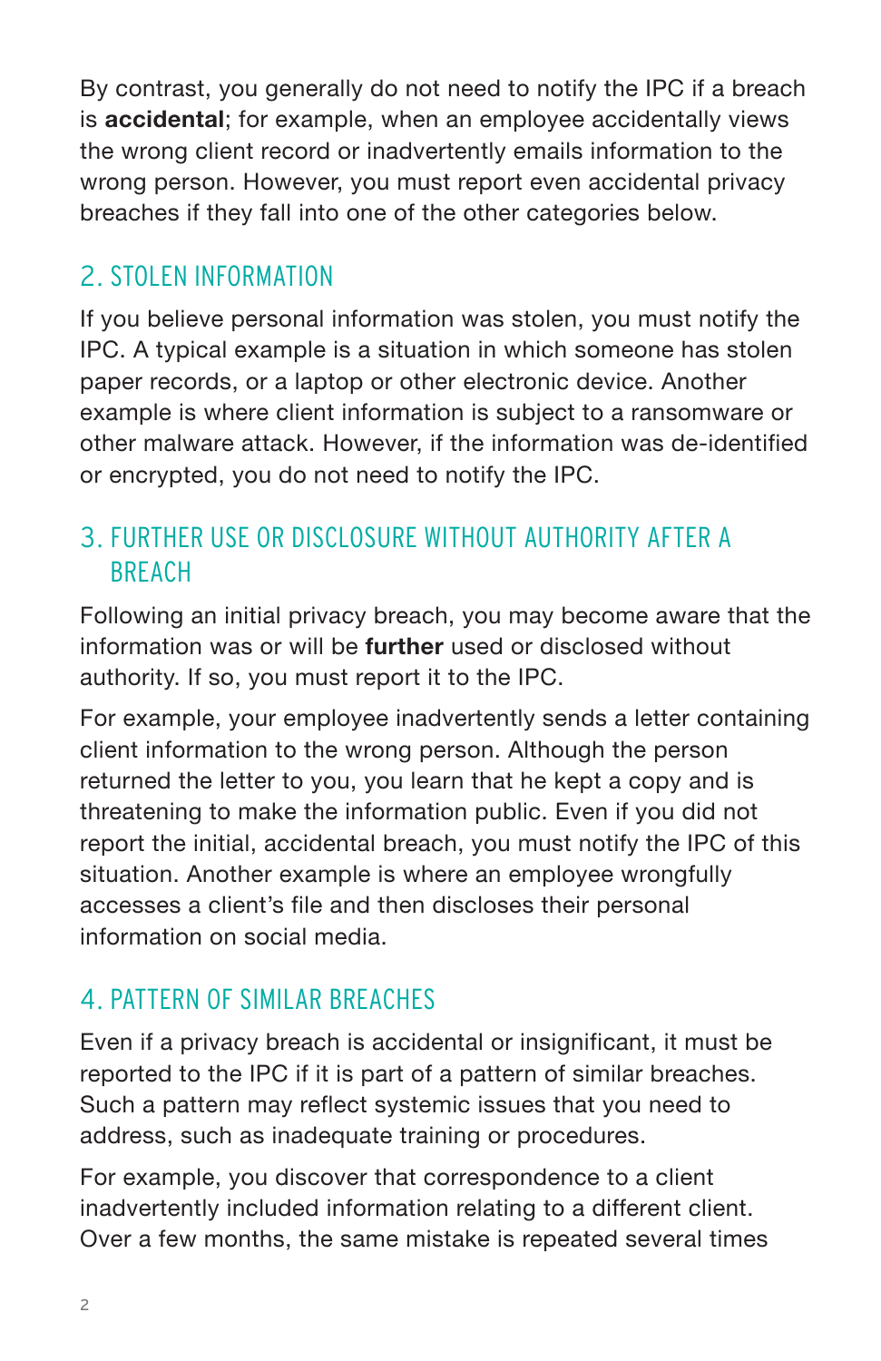By contrast, you generally do not need to notify the IPC if a breach is **accidental**; for example, when an employee accidentally views the wrong client record or inadvertently emails information to the wrong person. However, you must report even accidental privacy breaches if they fall into one of the other categories below.

## 2. STOLEN INFORMATION

If you believe personal information was stolen, you must notify the IPC. A typical example is a situation in which someone has stolen paper records, or a laptop or other electronic device. Another example is where client information is subject to a ransomware or other malware attack. However, if the information was de-identified or encrypted, you do not need to notify the IPC.

## 3. FURTHER USE OR DISCLOSURE WITHOUT AUTHORITY AFTER A BREACH

Following an initial privacy breach, you may become aware that the information was or will be **further** used or disclosed without authority. If so, you must report it to the IPC.

For example, your employee inadvertently sends a letter containing client information to the wrong person. Although the person returned the letter to you, you learn that he kept a copy and is threatening to make the information public. Even if you did not report the initial, accidental breach, you must notify the IPC of this situation. Another example is where an employee wrongfully accesses a client's file and then discloses their personal information on social media.

## 4. PATTERN OF SIMILAR BREACHES

Even if a privacy breach is accidental or insignificant, it must be reported to the IPC if it is part of a pattern of similar breaches. Such a pattern may reflect systemic issues that you need to address, such as inadequate training or procedures.

For example, you discover that correspondence to a client inadvertently included information relating to a different client. Over a few months, the same mistake is repeated several times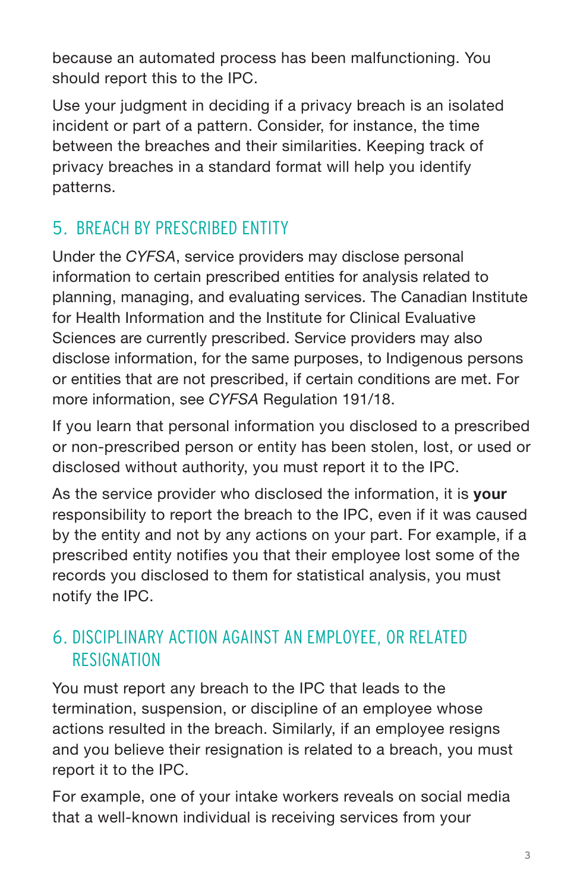because an automated process has been malfunctioning. You should report this to the IPC.

Use your judgment in deciding if a privacy breach is an isolated incident or part of a pattern. Consider, for instance, the time between the breaches and their similarities. Keeping track of privacy breaches in a standard format will help you identify patterns.

## 5. BREACH BY PRESCRIBED ENTITY

Under the *CYFSA*, service providers may disclose personal information to certain prescribed entities for analysis related to planning, managing, and evaluating services. The Canadian Institute for Health Information and the Institute for Clinical Evaluative Sciences are currently prescribed. Service providers may also disclose information, for the same purposes, to Indigenous persons or entities that are not prescribed, if certain conditions are met. For more information, see *CYFSA* Regulation 191/18.

If you learn that personal information you disclosed to a prescribed or non-prescribed person or entity has been stolen, lost, or used or disclosed without authority, you must report it to the IPC.

As the service provider who disclosed the information, it is **your** responsibility to report the breach to the IPC, even if it was caused by the entity and not by any actions on your part. For example, if a prescribed entity notifies you that their employee lost some of the records you disclosed to them for statistical analysis, you must notify the IPC.

## 6. DISCIPLINARY ACTION AGAINST AN EMPLOYEE, OR RELATED RESIGNATION

You must report any breach to the IPC that leads to the termination, suspension, or discipline of an employee whose actions resulted in the breach. Similarly, if an employee resigns and you believe their resignation is related to a breach, you must report it to the IPC.

For example, one of your intake workers reveals on social media that a well-known individual is receiving services from your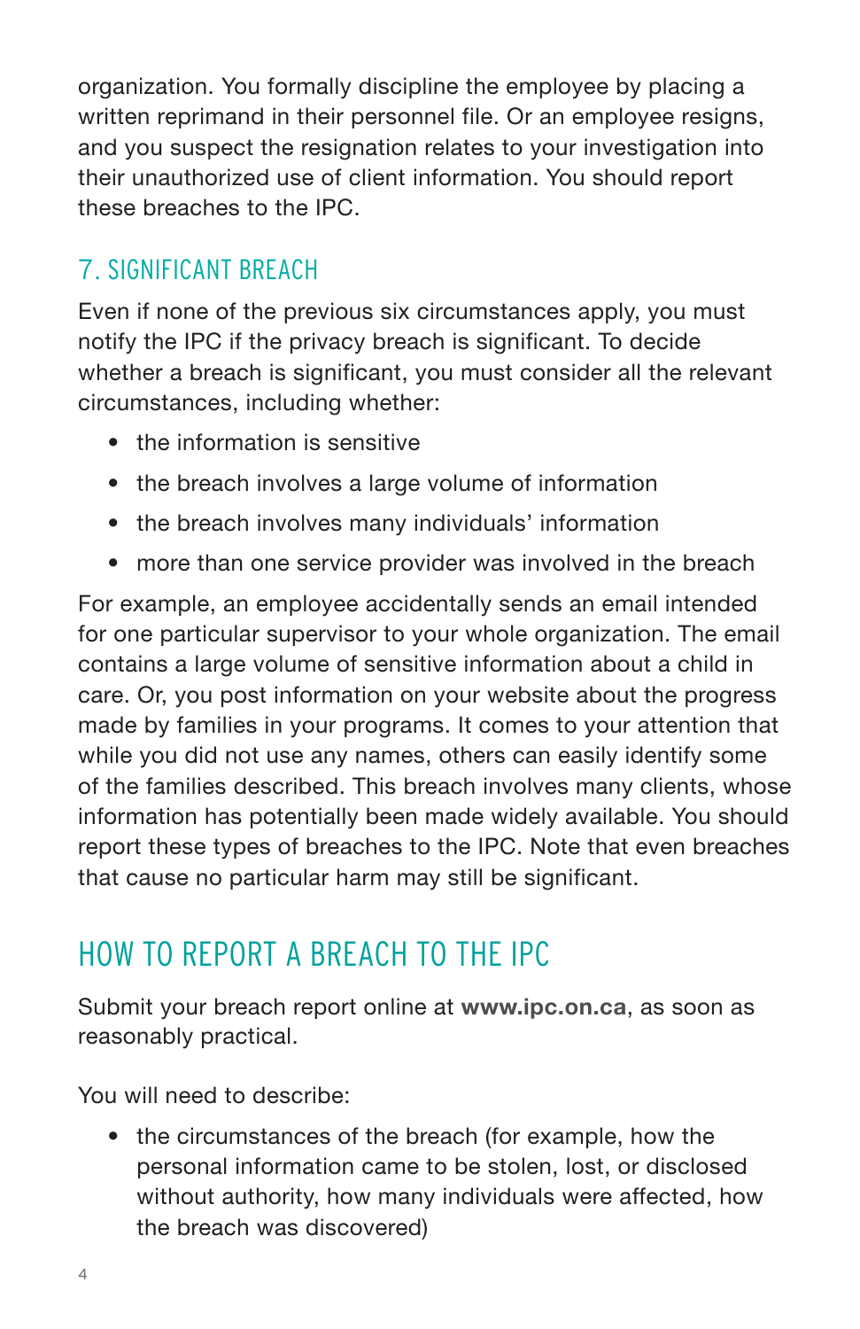organization. You formally discipline the employee by placing a written reprimand in their personnel file. Or an employee resigns, and you suspect the resignation relates to your investigation into their unauthorized use of client information. You should report these breaches to the IPC.

### 7. SIGNIFICANT BREACH

Even if none of the previous six circumstances apply, you must notify the IPC if the privacy breach is significant. To decide whether a breach is significant, you must consider all the relevant circumstances, including whether:

- the information is sensitive
- the breach involves a large volume of information
- the breach involves many individuals' information
- more than one service provider was involved in the breach

For example, an employee accidentally sends an email intended for one particular supervisor to your whole organization. The email contains a large volume of sensitive information about a child in care. Or, you post information on your website about the progress made by families in your programs. It comes to your attention that while you did not use any names, others can easily identify some of the families described. This breach involves many clients, whose information has potentially been made widely available. You should report these types of breaches to the IPC. Note that even breaches that cause no particular harm may still be significant.

## HOW TO REPORT A BREACH TO THE IPC

Submit your breach report online at **www.ipc.on.ca**, as soon as reasonably practical.

You will need to describe:

- the circumstances of the breach (for example, how the personal information came to be stolen, lost, or disclosed without authority, how many individuals were affected, how the breach was discovered)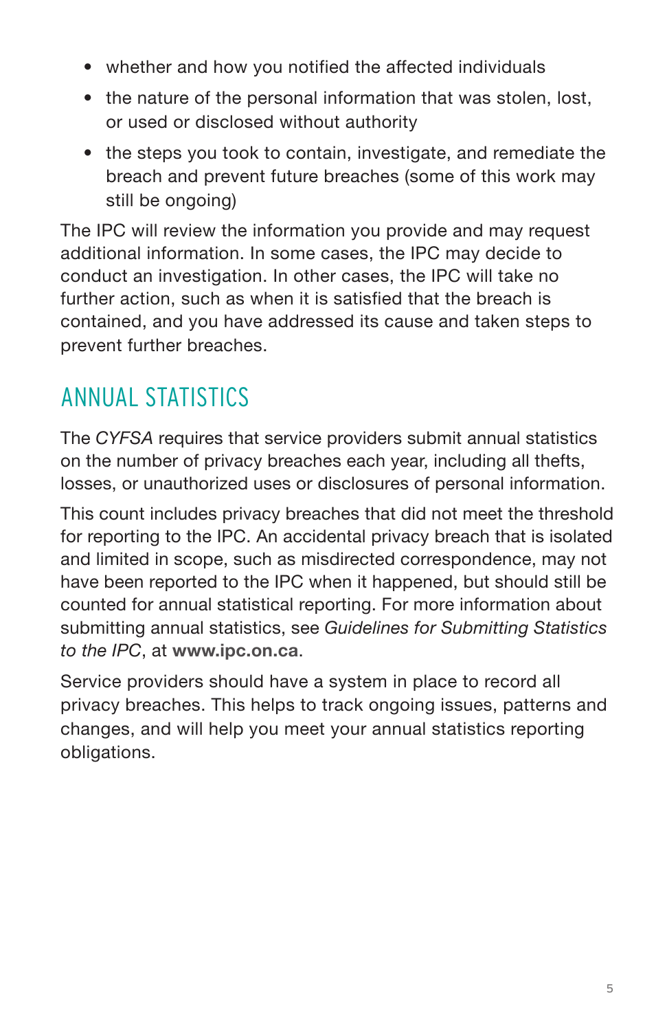- whether and how you notified the affected individuals
- the nature of the personal information that was stolen, lost, or used or disclosed without authority
- the steps you took to contain, investigate, and remediate the breach and prevent future breaches (some of this work may still be ongoing)

The IPC will review the information you provide and may request additional information. In some cases, the IPC may decide to conduct an investigation. In other cases, the IPC will take no further action, such as when it is satisfied that the breach is contained, and you have addressed its cause and taken steps to prevent further breaches.

## ANNUAL STATISTICS

The *CYFSA* requires that service providers submit annual statistics on the number of privacy breaches each year, including all thefts, losses, or unauthorized uses or disclosures of personal information.

This count includes privacy breaches that did not meet the threshold for reporting to the IPC. An accidental privacy breach that is isolated and limited in scope, such as misdirected correspondence, may not have been reported to the IPC when it happened, but should still be counted for annual statistical reporting. For more information about submitting annual statistics, see *Guidelines for Submitting Statistics to the IPC*, at **www.ipc.on.ca**.

Service providers should have a system in place to record all privacy breaches. This helps to track ongoing issues, patterns and changes, and will help you meet your annual statistics reporting obligations.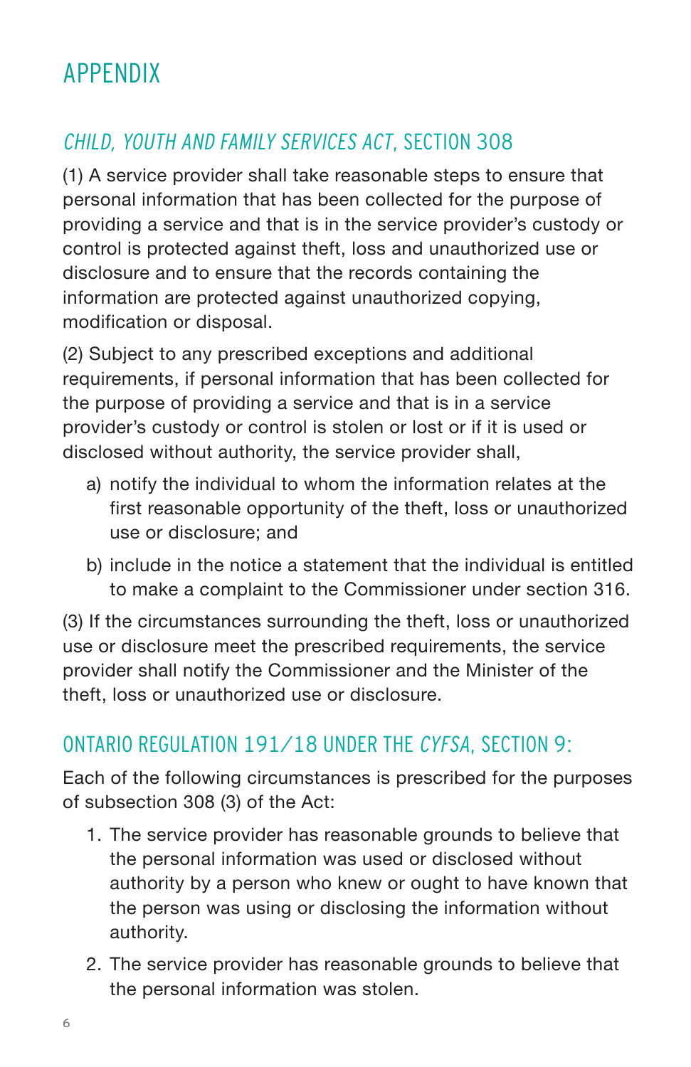# APPENDIX

## *CHILD, YOUTH AND FAMILY SERVICES ACT*, SECTION 308

(1) A service provider shall take reasonable steps to ensure that personal information that has been collected for the purpose of providing a service and that is in the service provider's custody or control is protected against theft, loss and unauthorized use or disclosure and to ensure that the records containing the information are protected against unauthorized copying, modification or disposal.

(2) Subject to any prescribed exceptions and additional requirements, if personal information that has been collected for the purpose of providing a service and that is in a service provider's custody or control is stolen or lost or if it is used or disclosed without authority, the service provider shall,

a) notify the individual to whom the information relates at the first reasonable opportunity of the theft, loss or unauthorized use or disclosure; and

b) include in the notice a statement that the individual is entitled to make a complaint to the Commissioner under section 316.

(3) If the circumstances surrounding the theft, loss or unauthorized use or disclosure meet the prescribed requirements, the service provider shall notify the Commissioner and the Minister of the theft, loss or unauthorized use or disclosure.

## ONTARIO REGULATION 191/18 UNDER THE *CYFSA*, SECTION 9:

Each of the following circumstances is prescribed for the purposes of subsection 308 (3) of the Act:

1. The service provider has reasonable grounds to believe that the personal information was used or disclosed without authority by a person who knew or ought to have known that the person was using or disclosing the information without authority.
2. The service provider has reasonable grounds to believe that the personal information was stolen.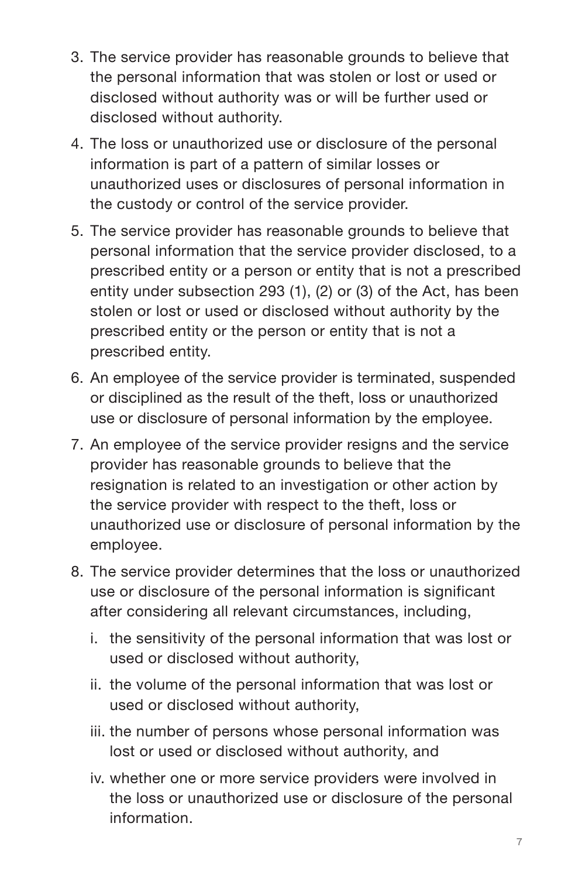3. The service provider has reasonable grounds to believe that the personal information that was stolen or lost or used or disclosed without authority was or will be further used or disclosed without authority.
4. The loss or unauthorized use or disclosure of the personal information is part of a pattern of similar losses or unauthorized uses or disclosures of personal information in the custody or control of the service provider.
5. The service provider has reasonable grounds to believe that personal information that the service provider disclosed, to a prescribed entity or a person or entity that is not a prescribed entity under subsection 293 (1), (2) or (3) of the Act, has been stolen or lost or used or disclosed without authority by the prescribed entity or the person or entity that is not a prescribed entity.
6. An employee of the service provider is terminated, suspended or disciplined as the result of the theft, loss or unauthorized use or disclosure of personal information by the employee.
7. An employee of the service provider resigns and the service provider has reasonable grounds to believe that the resignation is related to an investigation or other action by the service provider with respect to the theft, loss or unauthorized use or disclosure of personal information by the employee.
8. The service provider determines that the loss or unauthorized use or disclosure of the personal information is significant after considering all relevant circumstances, including,
   i. the sensitivity of the personal information that was lost or used or disclosed without authority,
   ii. the volume of the personal information that was lost or used or disclosed without authority,
   iii. the number of persons whose personal information was lost or used or disclosed without authority, and
   iv. whether one or more service providers were involved in the loss or unauthorized use or disclosure of the personal information.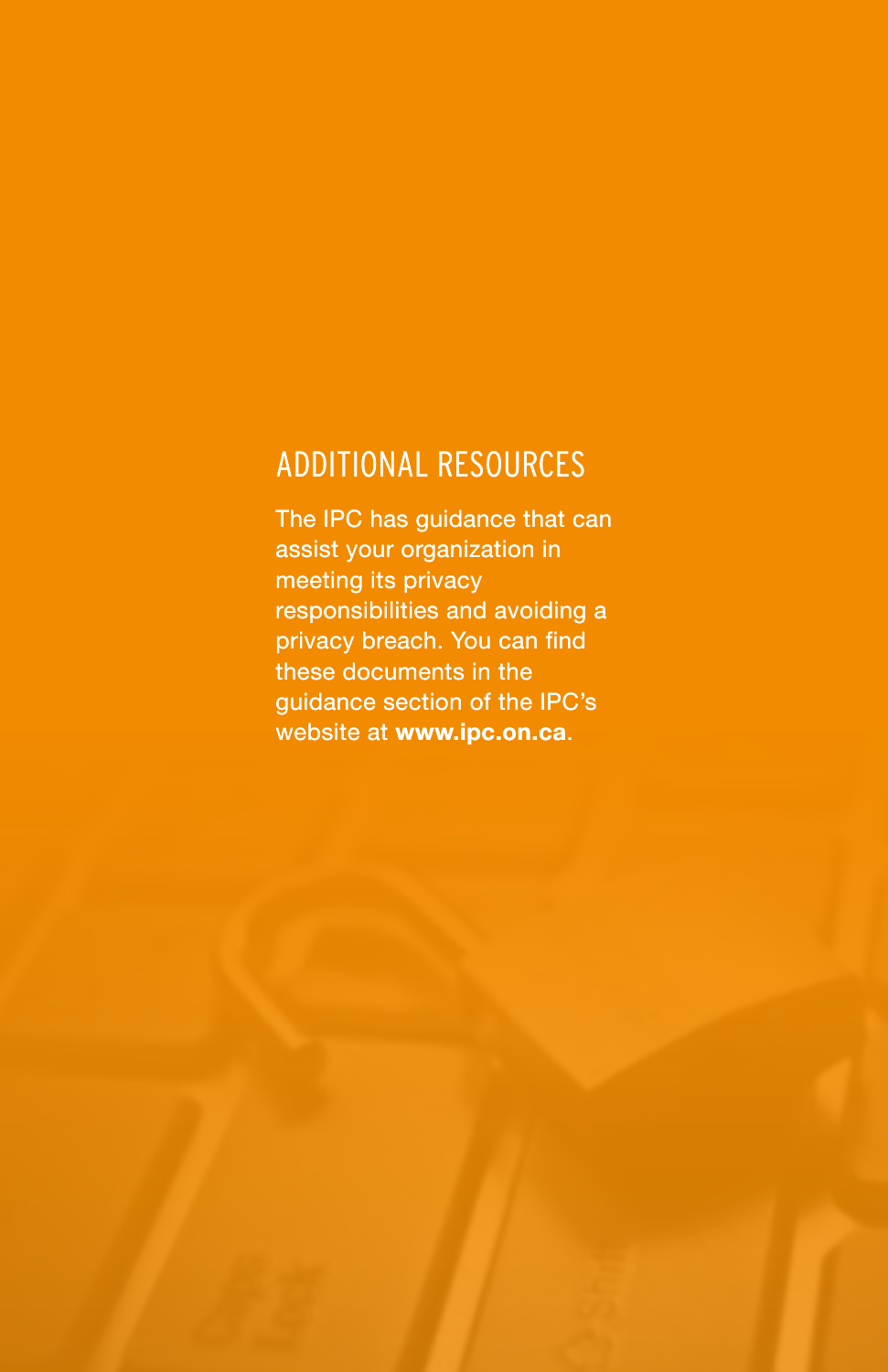## ADDITIONAL RESOURCES

The IPC has guidance that can assist your organization in meeting its privacy responsibilities and avoiding a privacy breach. You can find these documents in the guidance section of the IPC's website at **www.ipc.on.ca**.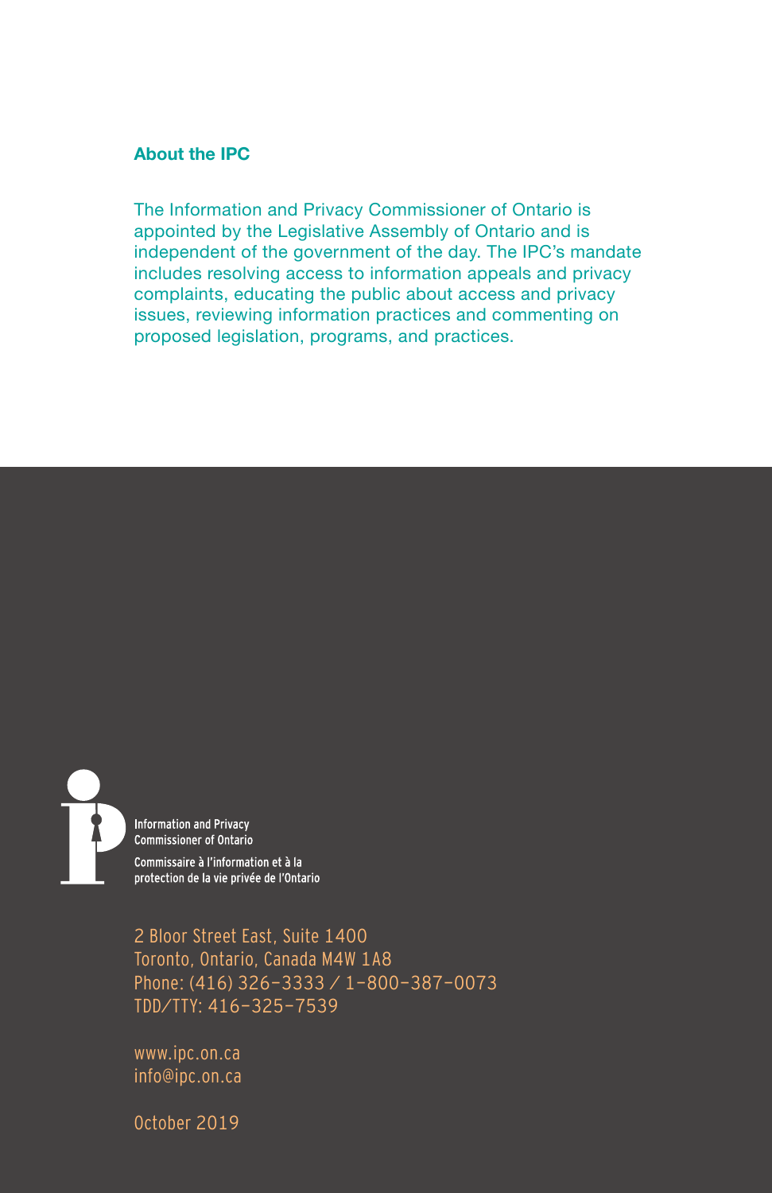## About the IPC

The Information and Privacy Commissioner of Ontario is appointed by the Legislative Assembly of Ontario and is independent of the government of the day. The IPC's mandate includes resolving access to information appeals and privacy complaints, educating the public about access and privacy issues, reviewing information practices and commenting on proposed legislation, programs, and practices.

Information and Privacy Commissioner of Ontario

Commissaire à l'information et à la protection de la vie privée de l'Ontario

2 Bloor Street East, Suite 1400
Toronto, Ontario, Canada M4W 1A8
Phone: (416) 326-3333 / 1-800-387-0073
TDD/TTY: 416-325-7539

www.ipc.on.ca
info@ipc.on.ca

October 2019